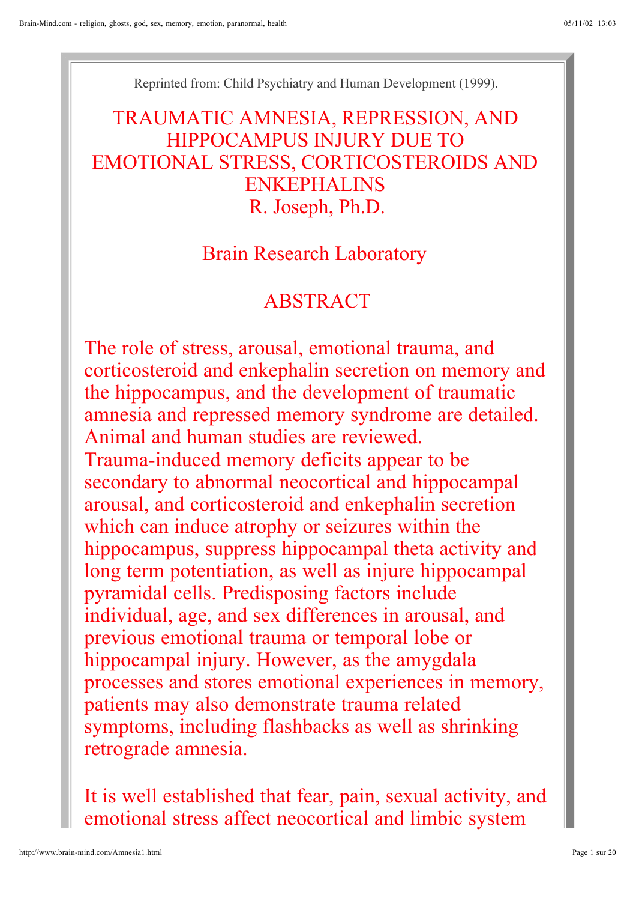Reprinted from: Child Psychiatry and Human Development (1999).

# TRAUMATIC AMNESIA, REPRESSION, AND HIPPOCAMPUS INJURY DUE TO EMOTIONAL STRESS, CORTICOSTEROIDS AND ENKEPHALINS

R. Joseph, Ph.D.

Brain Research Laboratory

## ABSTRACT

The role of stress, arousal, emotional trauma, and corticosteroid and enkephalin secretion on memory and the hippocampus, and the development of traumatic amnesia and repressed memory syndrome are detailed. Animal and human studies are reviewed. Trauma-induced memory deficits appear to be secondary to abnormal neocortical and hippocampal arousal, and corticosteroid and enkephalin secretion which can induce atrophy or seizures within the hippocampus, suppress hippocampal theta activity and long term potentiation, as well as injure hippocampal pyramidal cells. Predisposing factors include individual, age, and sex differences in arousal, and previous emotional trauma or temporal lobe or hippocampal injury. However, as the amygdala processes and stores emotional experiences in memory, patients may also demonstrate trauma related symptoms, including flashbacks as well as shrinking retrograde amnesia.

It is well established that fear, pain, sexual activity, and emotional stress affect neocortical and limbic system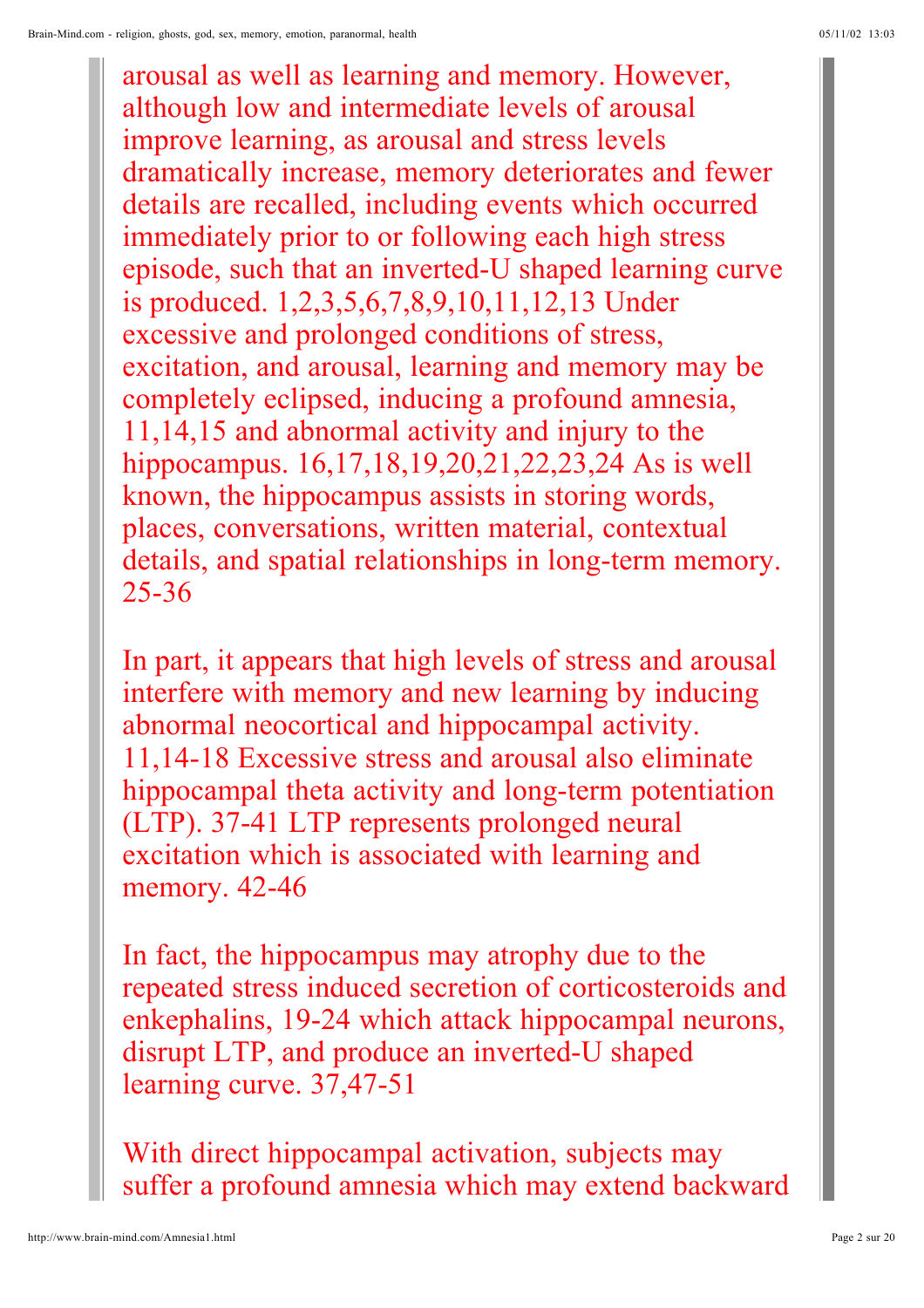arousal as well as learning and memory. However, although low and intermediate levels of arousal improve learning, as arousal and stress levels dramatically increase, memory deteriorates and fewer details are recalled, including events which occurred immediately prior to or following each high stress episode, such that an inverted-U shaped learning curve is produced. 1,2,3,5,6,7,8,9,10,11,12,13 Under excessive and prolonged conditions of stress, excitation, and arousal, learning and memory may be completely eclipsed, inducing a profound amnesia, 11,14,15 and abnormal activity and injury to the hippocampus. 16,17,18,19,20,21,22,23,24 As is well known, the hippocampus assists in storing words, places, conversations, written material, contextual details, and spatial relationships in long-term memory. 25-36

In part, it appears that high levels of stress and arousal interfere with memory and new learning by inducing abnormal neocortical and hippocampal activity. 11,14-18 Excessive stress and arousal also eliminate hippocampal theta activity and long-term potentiation (LTP). 37-41 LTP represents prolonged neural excitation which is associated with learning and memory. 42-46

In fact, the hippocampus may atrophy due to the repeated stress induced secretion of corticosteroids and enkephalins, 19-24 which attack hippocampal neurons, disrupt LTP, and produce an inverted-U shaped learning curve. 37,47-51

With direct hippocampal activation, subjects may suffer a profound amnesia which may extend backward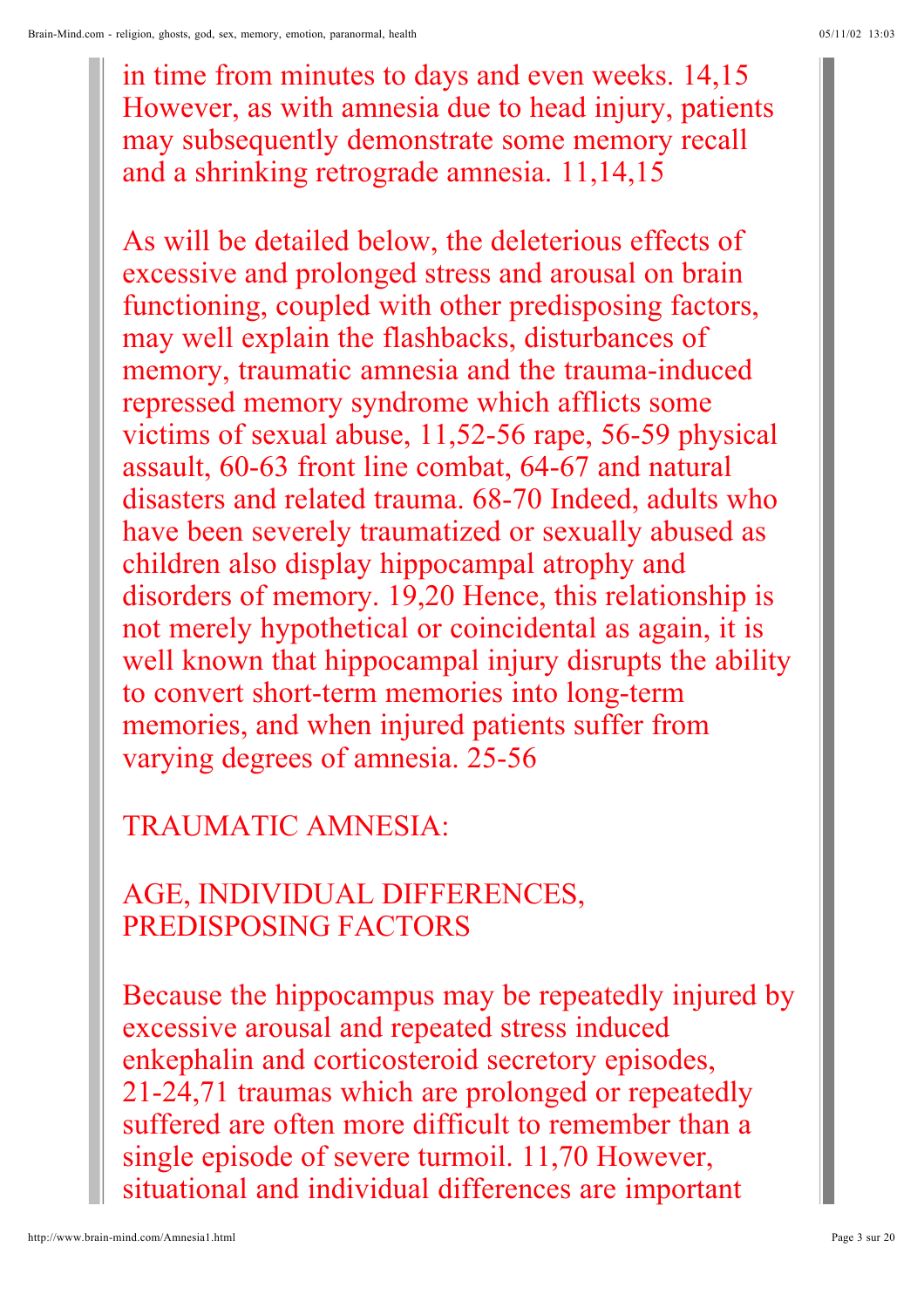in time from minutes to days and even weeks. 14,15 However, as with amnesia due to head injury, patients may subsequently demonstrate some memory recall and a shrinking retrograde amnesia. 11,14,15

As will be detailed below, the deleterious effects of excessive and prolonged stress and arousal on brain functioning, coupled with other predisposing factors, may well explain the flashbacks, disturbances of memory, traumatic amnesia and the trauma-induced repressed memory syndrome which afflicts some victims of sexual abuse, 11,52-56 rape, 56-59 physical assault, 60-63 front line combat, 64-67 and natural disasters and related trauma. 68-70 Indeed, adults who have been severely traumatized or sexually abused as children also display hippocampal atrophy and disorders of memory. 19,20 Hence, this relationship is not merely hypothetical or coincidental as again, it is well known that hippocampal injury disrupts the ability to convert short-term memories into long-term memories, and when injured patients suffer from varying degrees of amnesia. 25-56

## TRAUMATIC AMNESIA:

## AGE, INDIVIDUAL DIFFERENCES, PREDISPOSING FACTORS

Because the hippocampus may be repeatedly injured by excessive arousal and repeated stress induced enkephalin and corticosteroid secretory episodes, 21-24,71 traumas which are prolonged or repeatedly suffered are often more difficult to remember than a single episode of severe turmoil. 11,70 However, situational and individual differences are important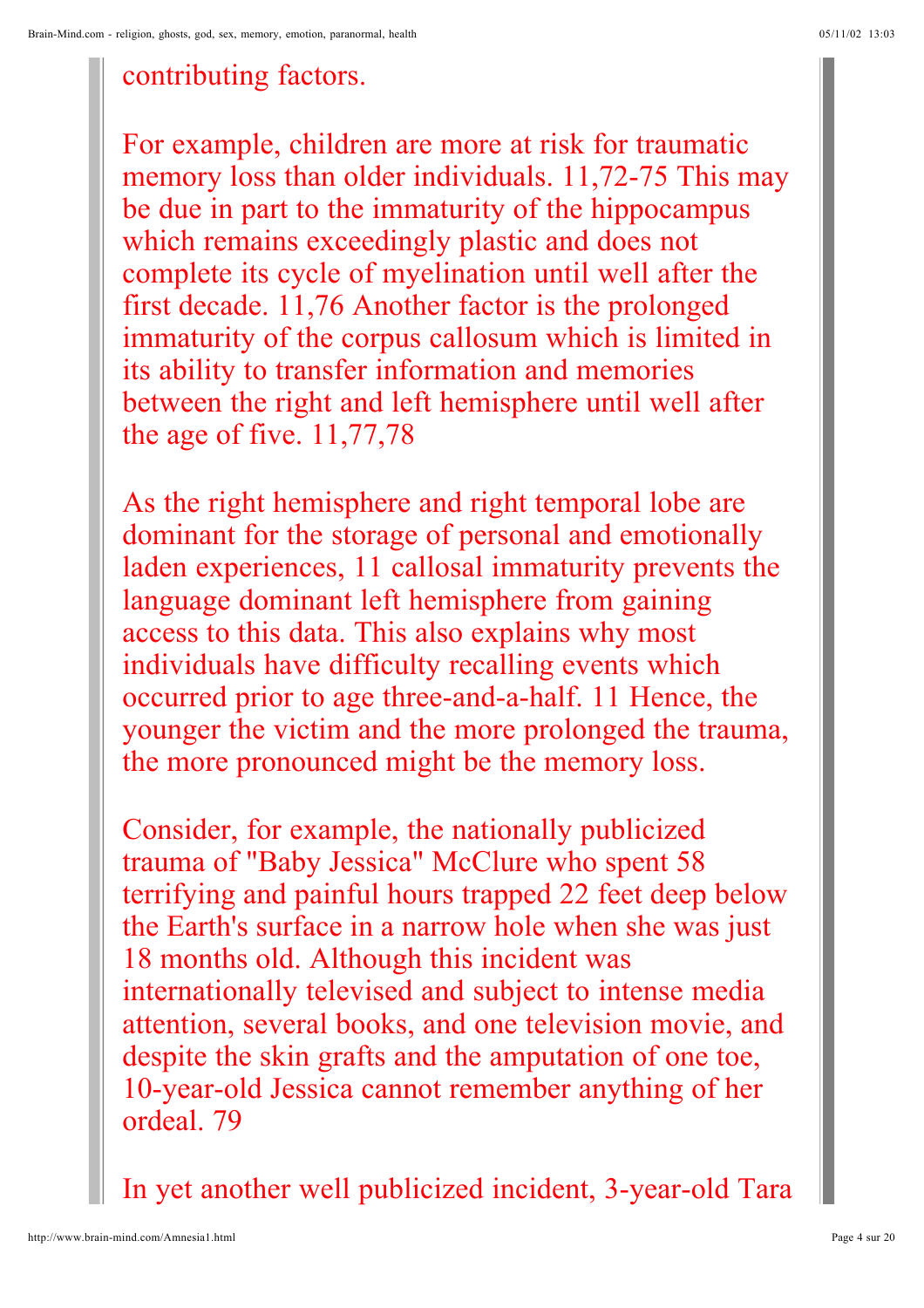contributing factors.

For example, children are more at risk for traumatic memory loss than older individuals. [11,72-75] This may be due in part to the immaturity of the hippocampus which remains exceedingly plastic and does not complete its cycle of myelination until well after the first decade. [11,76] Another factor is the prolonged immaturity of the corpus callosum which is limited in its ability to transfer information and memories between the right and left hemisphere until well after the age of five. [11,77,78]

As the right hemisphere and right temporal lobe are dominant for the storage of personal and emotionally laden experiences, [11] callosal immaturity prevents the language dominant left hemisphere from gaining access to this data. This also explains why most individuals have difficulty recalling events which occurred prior to age three-and-a-half. [11] Hence, the younger the victim and the more prolonged the trauma, the more pronounced might be the memory loss.

Consider, for example, the nationally publicized trauma of "Baby Jessica" McClure who spent 58 terrifying and painful hours trapped 22 feet deep below the Earth's surface in a narrow hole when she was just 18 months old. Although this incident was internationally televised and subject to intense media attention, several books, and one television movie, and despite the skin grafts and the amputation of one toe, 10-year-old Jessica cannot remember anything of her ordeal. [79]

In yet another well publicized incident, 3-year-old Tara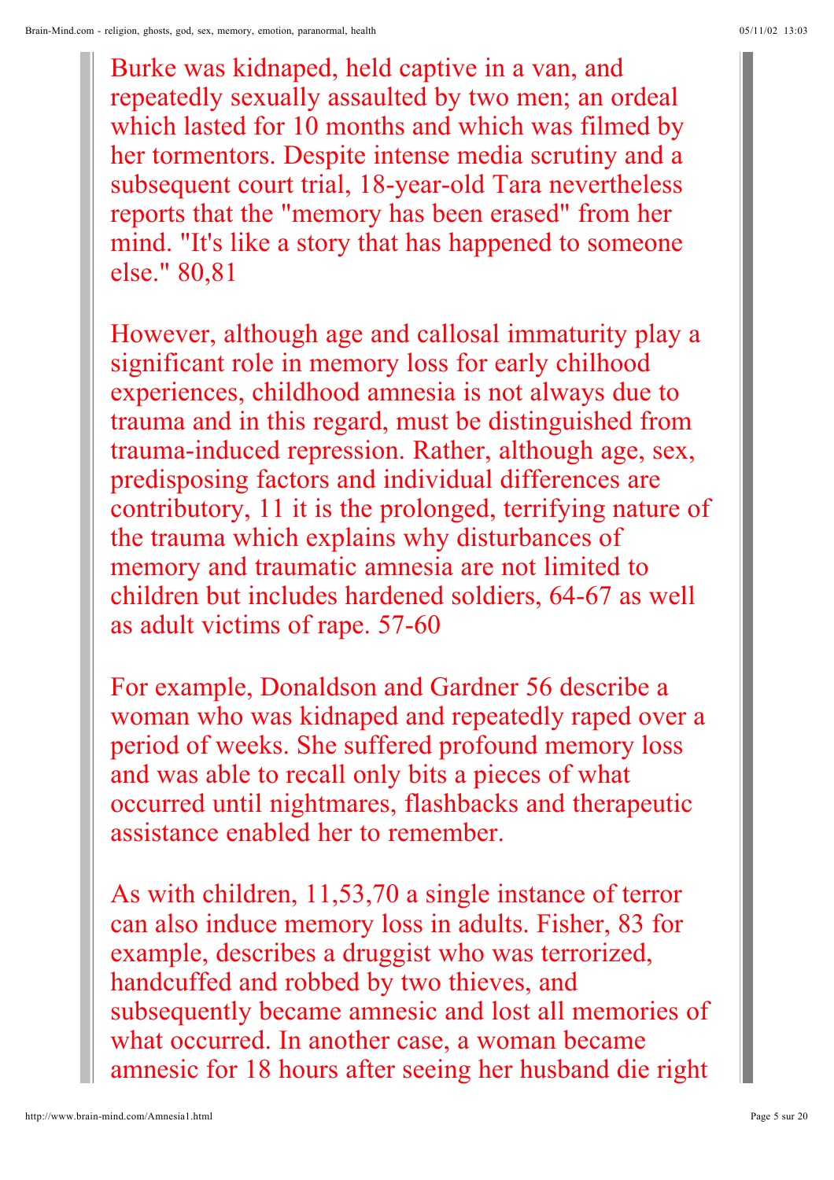Burke was kidnaped, held captive in a van, and repeatedly sexually assaulted by two men; an ordeal which lasted for 10 months and which was filmed by her tormentors. Despite intense media scrutiny and a subsequent court trial, 18-year-old Tara nevertheless reports that the "memory has been erased" from her mind. "It's like a story that has happened to someone else." 80,81

However, although age and callosal immaturity play a significant role in memory loss for early chilhood experiences, childhood amnesia is not always due to trauma and in this regard, must be distinguished from trauma-induced repression. Rather, although age, sex, predisposing factors and individual differences are contributory, 11 it is the prolonged, terrifying nature of the trauma which explains why disturbances of memory and traumatic amnesia are not limited to children but includes hardened soldiers, 64-67 as well as adult victims of rape. 57-60

For example, Donaldson and Gardner 56 describe a woman who was kidnaped and repeatedly raped over a period of weeks. She suffered profound memory loss and was able to recall only bits a pieces of what occurred until nightmares, flashbacks and therapeutic assistance enabled her to remember.

As with children, 11,53,70 a single instance of terror can also induce memory loss in adults. Fisher, 83 for example, describes a druggist who was terrorized, handcuffed and robbed by two thieves, and subsequently became amnesic and lost all memories of what occurred. In another case, a woman became amnesic for 18 hours after seeing her husband die right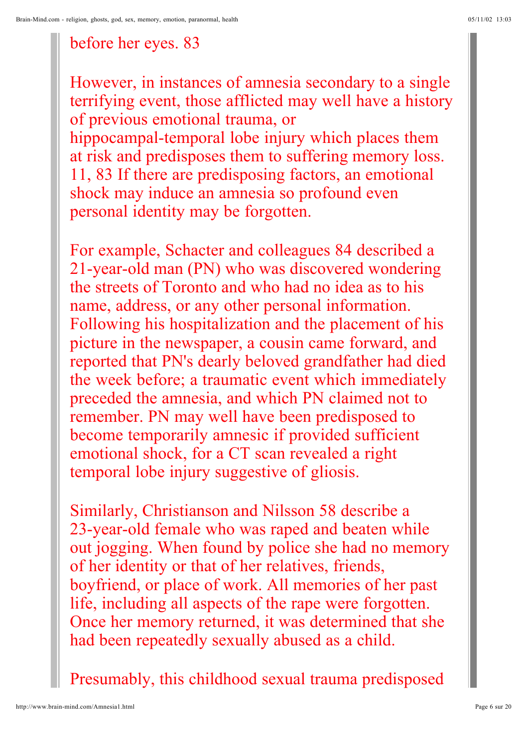before her eyes. 83

However, in instances of amnesia secondary to a single terrifying event, those afflicted may well have a history of previous emotional trauma, or hippocampal-temporal lobe injury which places them at risk and predisposes them to suffering memory loss. 11, 83 If there are predisposing factors, an emotional shock may induce an amnesia so profound even personal identity may be forgotten.

For example, Schacter and colleagues 84 described a 21-year-old man (PN) who was discovered wondering the streets of Toronto and who had no idea as to his name, address, or any other personal information. Following his hospitalization and the placement of his picture in the newspaper, a cousin came forward, and reported that PN's dearly beloved grandfather had died the week before; a traumatic event which immediately preceded the amnesia, and which PN claimed not to remember. PN may well have been predisposed to become temporarily amnesic if provided sufficient emotional shock, for a CT scan revealed a right temporal lobe injury suggestive of gliosis.

Similarly, Christianson and Nilsson 58 describe a 23-year-old female who was raped and beaten while out jogging. When found by police she had no memory of her identity or that of her relatives, friends, boyfriend, or place of work. All memories of her past life, including all aspects of the rape were forgotten. Once her memory returned, it was determined that she had been repeatedly sexually abused as a child.

Presumably, this childhood sexual trauma predisposed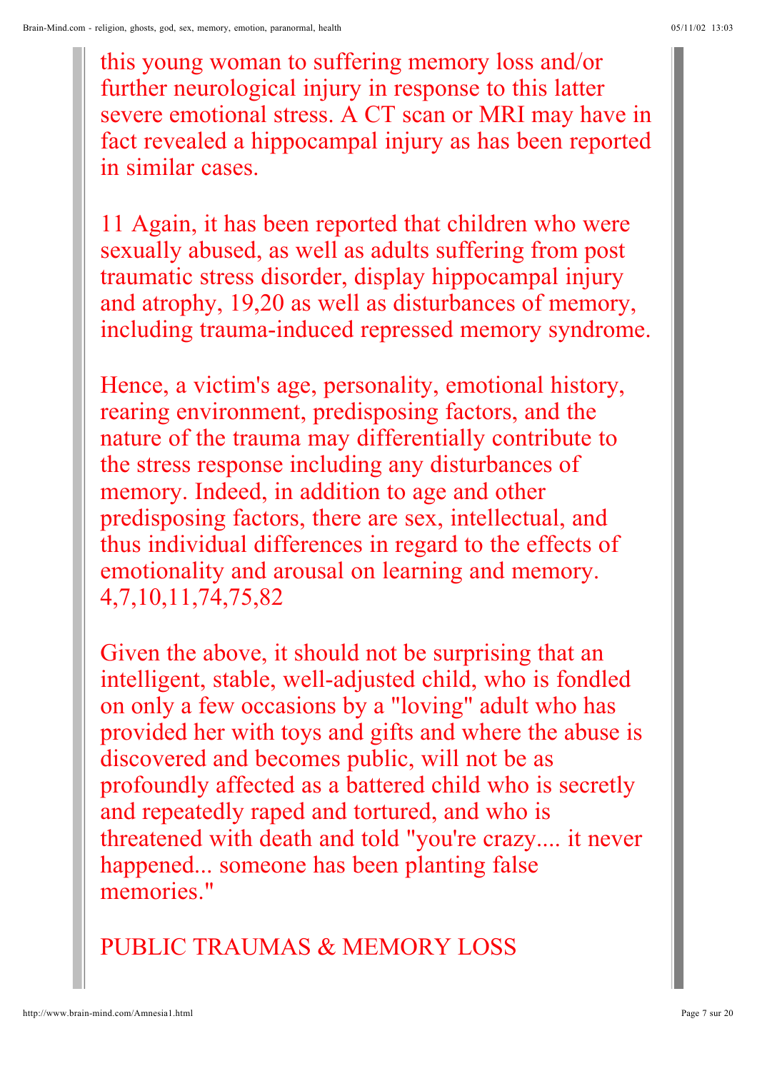this young woman to suffering memory loss and/or further neurological injury in response to this latter severe emotional stress. A CT scan or MRI may have in fact revealed a hippocampal injury as has been reported in similar cases.

11 Again, it has been reported that children who were sexually abused, as well as adults suffering from post traumatic stress disorder, display hippocampal injury and atrophy, 19,20 as well as disturbances of memory, including trauma-induced repressed memory syndrome.

Hence, a victim's age, personality, emotional history, rearing environment, predisposing factors, and the nature of the trauma may differentially contribute to the stress response including any disturbances of memory. Indeed, in addition to age and other predisposing factors, there are sex, intellectual, and thus individual differences in regard to the effects of emotionality and arousal on learning and memory. 4,7,10,11,74,75,82

Given the above, it should not be surprising that an intelligent, stable, well-adjusted child, who is fondled on only a few occasions by a "loving" adult who has provided her with toys and gifts and where the abuse is discovered and becomes public, will not be as profoundly affected as a battered child who is secretly and repeatedly raped and tortured, and who is threatened with death and told "you're crazy.... it never happened... someone has been planting false memories."

## PUBLIC TRAUMAS & MEMORY LOSS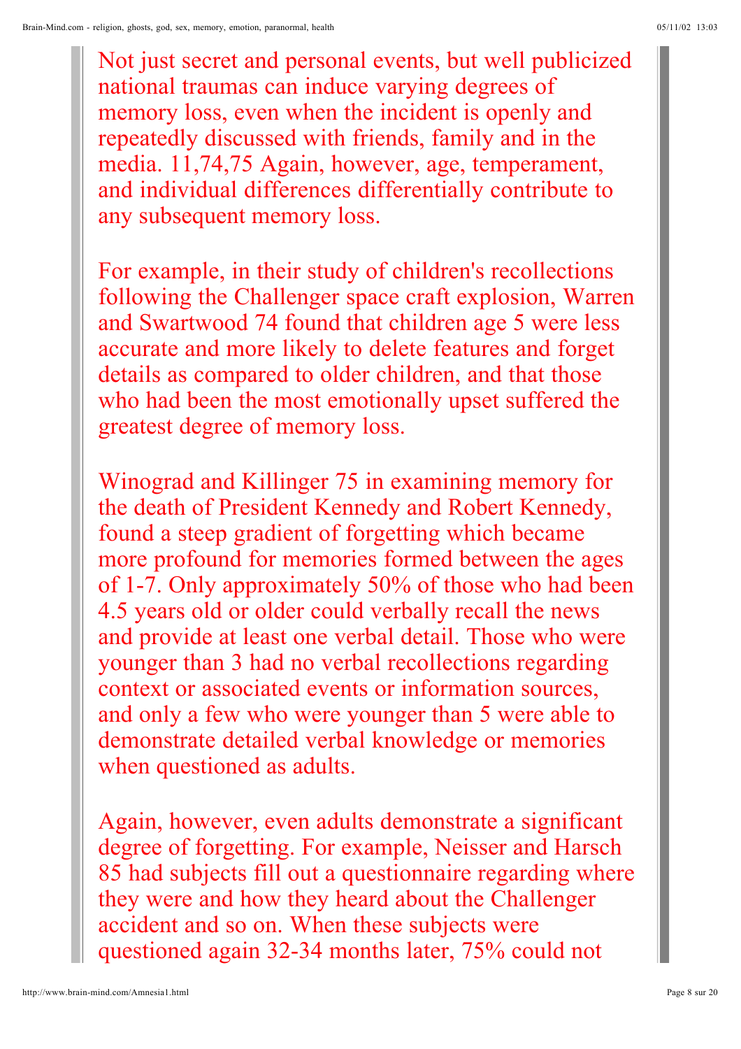Not just secret and personal events, but well publicized national traumas can induce varying degrees of memory loss, even when the incident is openly and repeatedly discussed with friends, family and in the media. 11,74,75 Again, however, age, temperament, and individual differences differentially contribute to any subsequent memory loss.

For example, in their study of children's recollections following the Challenger space craft explosion, Warren and Swartwood 74 found that children age 5 were less accurate and more likely to delete features and forget details as compared to older children, and that those who had been the most emotionally upset suffered the greatest degree of memory loss.

Winograd and Killinger 75 in examining memory for the death of President Kennedy and Robert Kennedy, found a steep gradient of forgetting which became more profound for memories formed between the ages of 1-7. Only approximately 50% of those who had been 4.5 years old or older could verbally recall the news and provide at least one verbal detail. Those who were younger than 3 had no verbal recollections regarding context or associated events or information sources, and only a few who were younger than 5 were able to demonstrate detailed verbal knowledge or memories when questioned as adults.

Again, however, even adults demonstrate a significant degree of forgetting. For example, Neisser and Harsch 85 had subjects fill out a questionnaire regarding where they were and how they heard about the Challenger accident and so on. When these subjects were questioned again 32-34 months later, 75% could not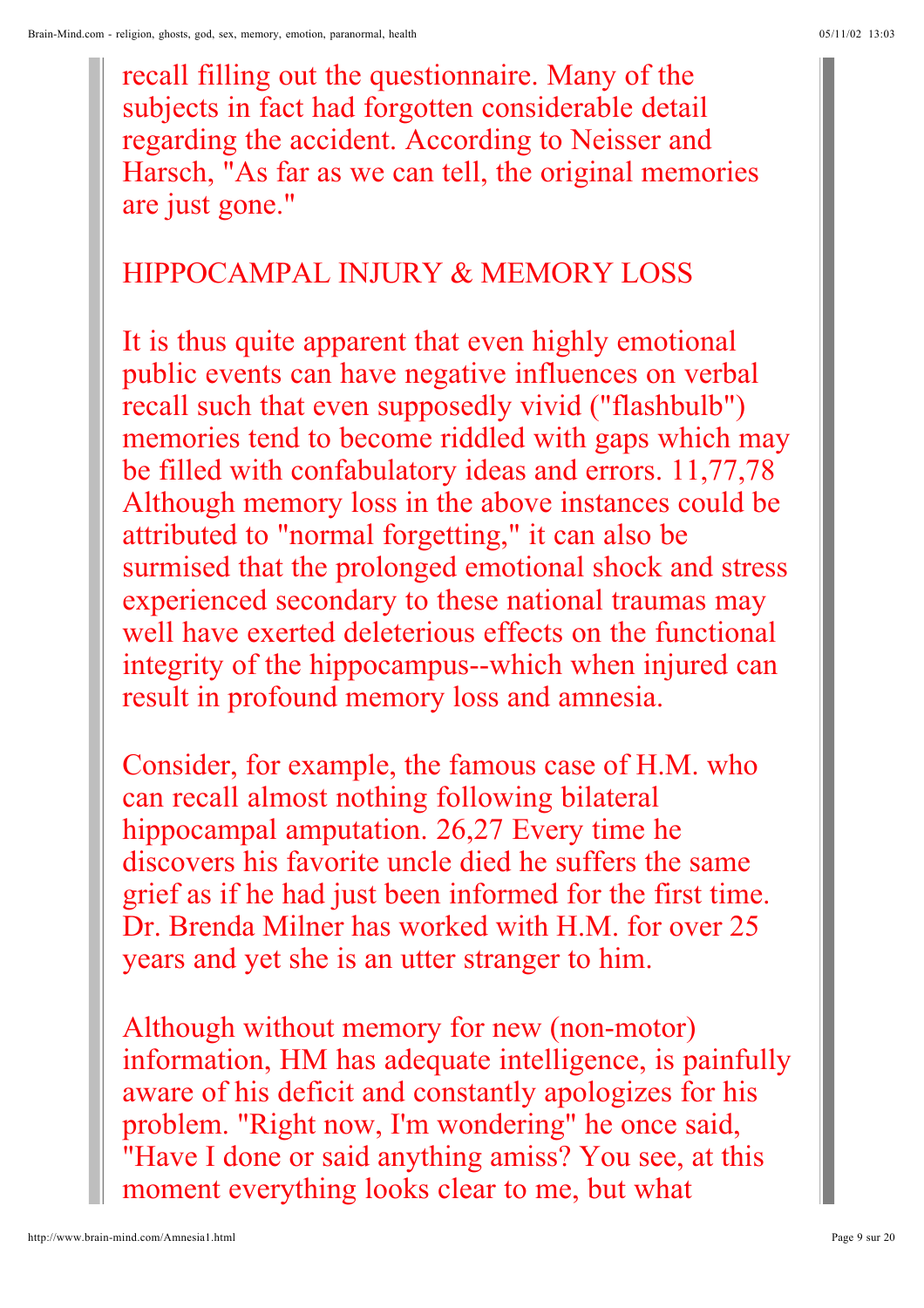recall filling out the questionnaire. Many of the subjects in fact had forgotten considerable detail regarding the accident. According to Neisser and Harsch, "As far as we can tell, the original memories are just gone."

## HIPPOCAMPAL INJURY & MEMORY LOSS

It is thus quite apparent that even highly emotional public events can have negative influences on verbal recall such that even supposedly vivid ("flashbulb") memories tend to become riddled with gaps which may be filled with confabulatory ideas and errors. 11,77,78 Although memory loss in the above instances could be attributed to "normal forgetting," it can also be surmised that the prolonged emotional shock and stress experienced secondary to these national traumas may well have exerted deleterious effects on the functional integrity of the hippocampus--which when injured can result in profound memory loss and amnesia.

Consider, for example, the famous case of H.M. who can recall almost nothing following bilateral hippocampal amputation. 26,27 Every time he discovers his favorite uncle died he suffers the same grief as if he had just been informed for the first time. Dr. Brenda Milner has worked with H.M. for over 25 years and yet she is an utter stranger to him.

Although without memory for new (non-motor) information, HM has adequate intelligence, is painfully aware of his deficit and constantly apologizes for his problem. "Right now, I'm wondering" he once said, "Have I done or said anything amiss? You see, at this moment everything looks clear to me, but what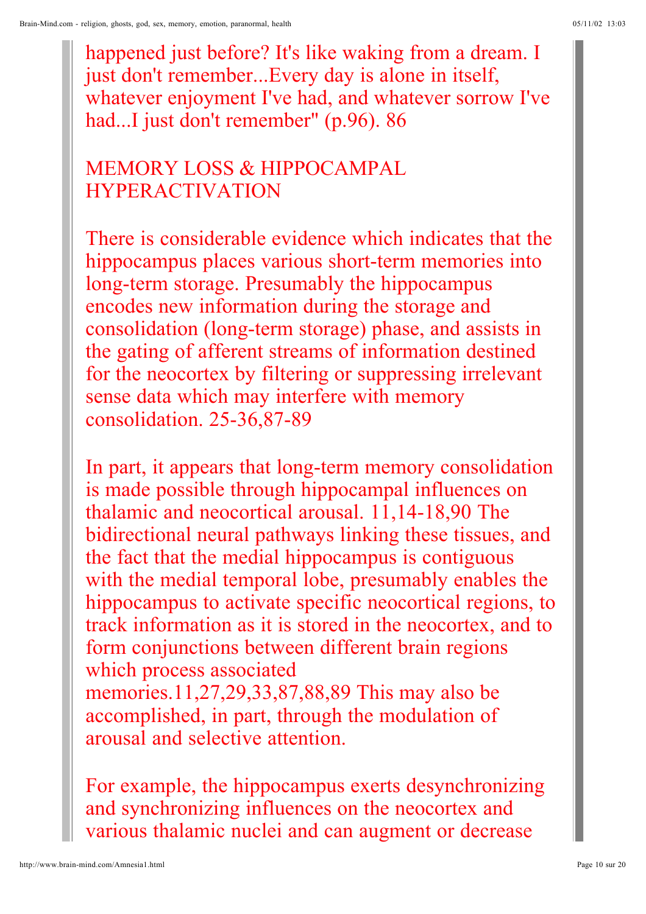happened just before? It's like waking from a dream. I just don't remember...Every day is alone in itself, whatever enjoyment I've had, and whatever sorrow I've had...I just don't remember" (p.96). [86]

## MEMORY LOSS & HIPPOCAMPAL HYPERACTIVATION

There is considerable evidence which indicates that the hippocampus places various short-term memories into long-term storage. Presumably the hippocampus encodes new information during the storage and consolidation (long-term storage) phase, and assists in the gating of afferent streams of information destined for the neocortex by filtering or suppressing irrelevant sense data which may interfere with memory consolidation. [25-36,87-89]

In part, it appears that long-term memory consolidation is made possible through hippocampal influences on thalamic and neocortical arousal. [11,14-18,90] The bidirectional neural pathways linking these tissues, and the fact that the medial hippocampus is contiguous with the medial temporal lobe, presumably enables the hippocampus to activate specific neocortical regions, to track information as it is stored in the neocortex, and to form conjunctions between different brain regions which process associated memories.[11,27,29,33,87,88,89] This may also be accomplished, in part, through the modulation of arousal and selective attention.

For example, the hippocampus exerts desynchronizing and synchronizing influences on the neocortex and various thalamic nuclei and can augment or decrease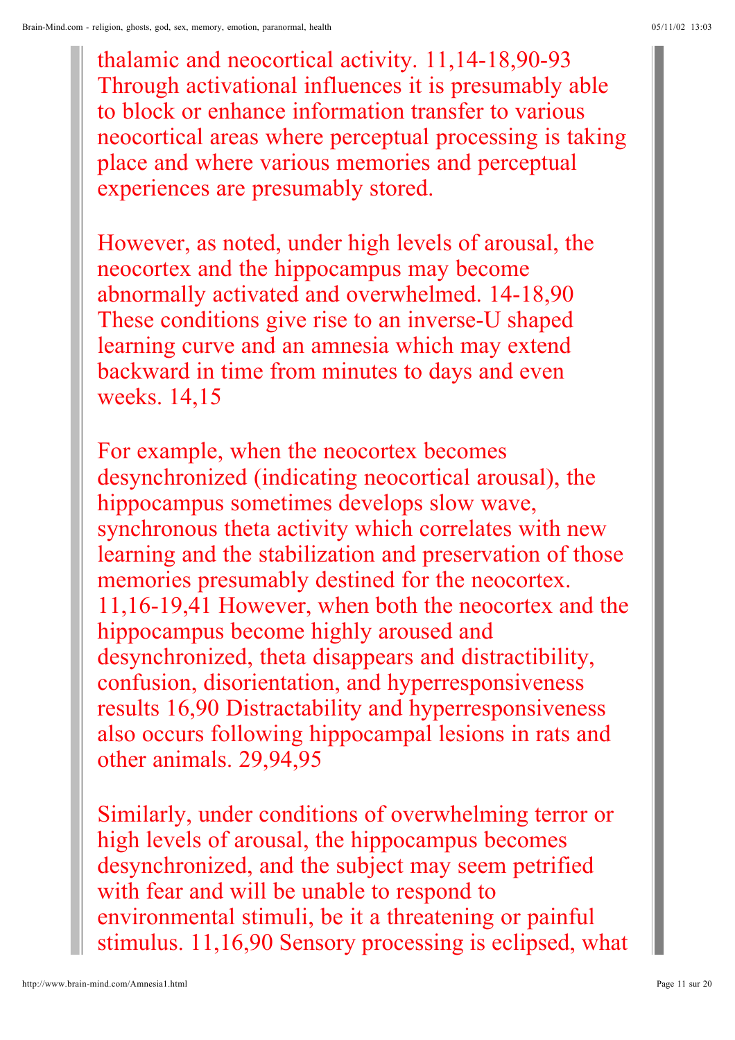thalamic and neocortical activity. 11,14-18,90-93 Through activational influences it is presumably able to block or enhance information transfer to various neocortical areas where perceptual processing is taking place and where various memories and perceptual experiences are presumably stored.

However, as noted, under high levels of arousal, the neocortex and the hippocampus may become abnormally activated and overwhelmed. 14-18,90 These conditions give rise to an inverse-U shaped learning curve and an amnesia which may extend backward in time from minutes to days and even weeks. 14,15

For example, when the neocortex becomes desynchronized (indicating neocortical arousal), the hippocampus sometimes develops slow wave, synchronous theta activity which correlates with new learning and the stabilization and preservation of those memories presumably destined for the neocortex. 11,16-19,41 However, when both the neocortex and the hippocampus become highly aroused and desynchronized, theta disappears and distractibility, confusion, disorientation, and hyperresponsiveness results 16,90 Distractability and hyperresponsiveness also occurs following hippocampal lesions in rats and other animals. 29,94,95

Similarly, under conditions of overwhelming terror or high levels of arousal, the hippocampus becomes desynchronized, and the subject may seem petrified with fear and will be unable to respond to environmental stimuli, be it a threatening or painful stimulus. 11,16,90 Sensory processing is eclipsed, what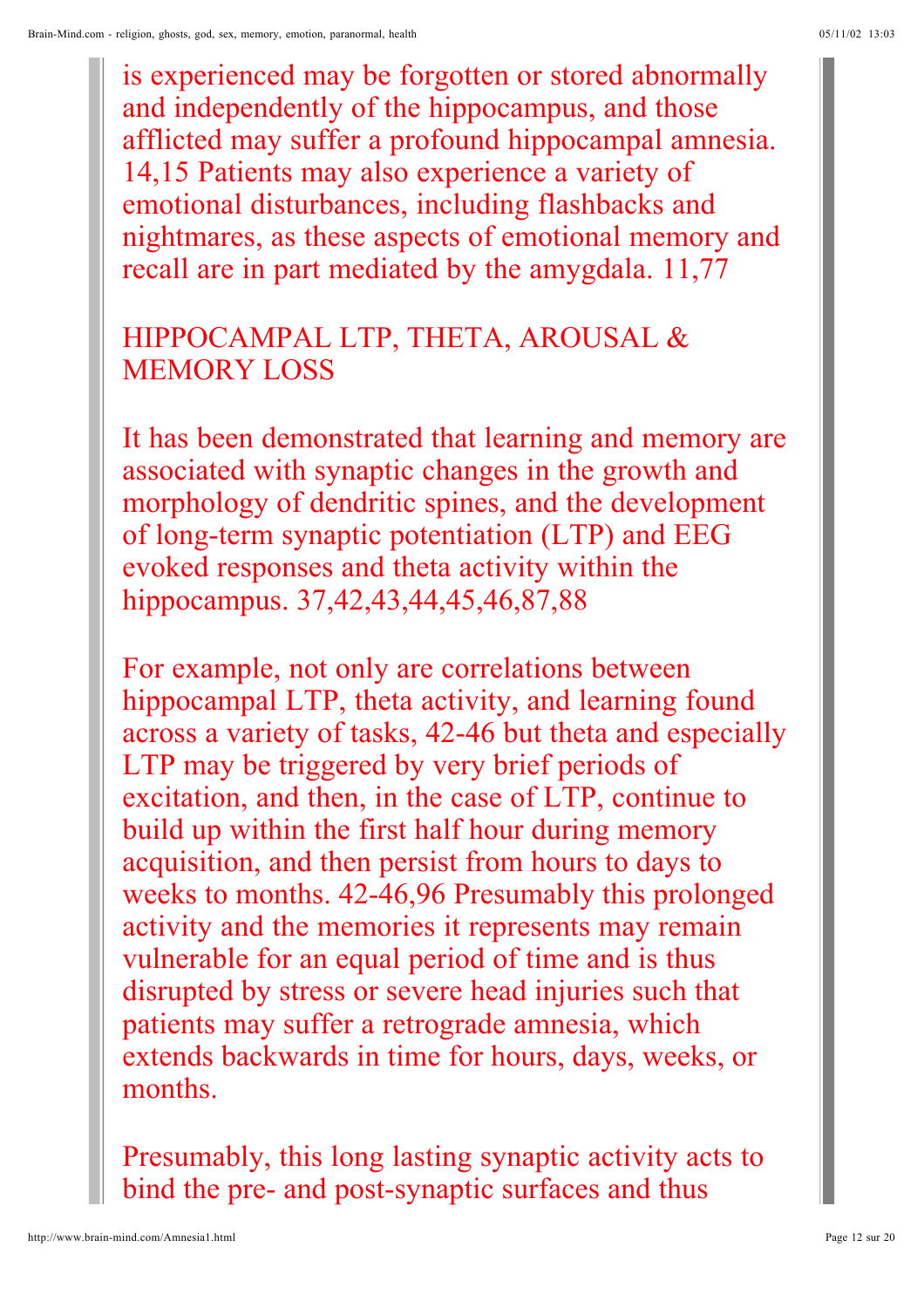is experienced may be forgotten or stored abnormally and independently of the hippocampus, and those afflicted may suffer a profound hippocampal amnesia. 14,15 Patients may also experience a variety of emotional disturbances, including flashbacks and nightmares, as these aspects of emotional memory and recall are in part mediated by the amygdala. 11,77

## HIPPOCAMPAL LTP, THETA, AROUSAL & MEMORY LOSS

It has been demonstrated that learning and memory are associated with synaptic changes in the growth and morphology of dendritic spines, and the development of long-term synaptic potentiation (LTP) and EEG evoked responses and theta activity within the hippocampus. 37,42,43,44,45,46,87,88

For example, not only are correlations between hippocampal LTP, theta activity, and learning found across a variety of tasks, 42-46 but theta and especially LTP may be triggered by very brief periods of excitation, and then, in the case of LTP, continue to build up within the first half hour during memory acquisition, and then persist from hours to days to weeks to months. 42-46,96 Presumably this prolonged activity and the memories it represents may remain vulnerable for an equal period of time and is thus disrupted by stress or severe head injuries such that patients may suffer a retrograde amnesia, which extends backwards in time for hours, days, weeks, or months.

Presumably, this long lasting synaptic activity acts to bind the pre- and post-synaptic surfaces and thus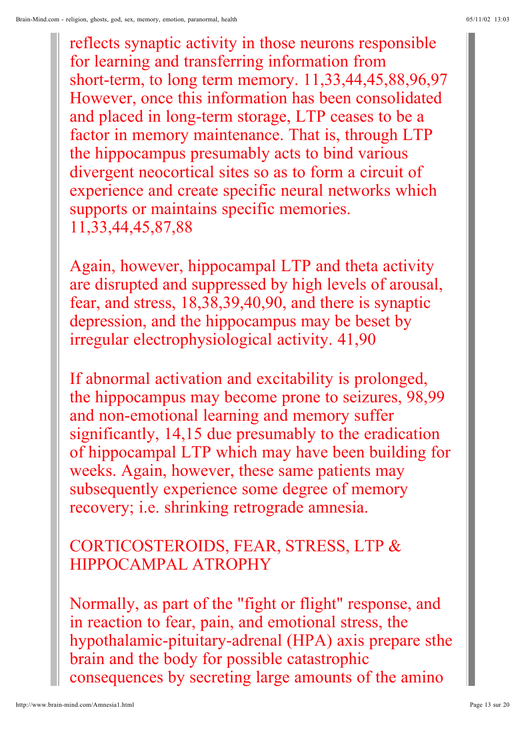reflects synaptic activity in those neurons responsible for learning and transferring information from short-term, to long term memory. 11,33,44,45,88,96,97 However, once this information has been consolidated and placed in long-term storage, LTP ceases to be a factor in memory maintenance. That is, through LTP the hippocampus presumably acts to bind various divergent neocortical sites so as to form a circuit of experience and create specific neural networks which supports or maintains specific memories. 11,33,44,45,87,88

Again, however, hippocampal LTP and theta activity are disrupted and suppressed by high levels of arousal, fear, and stress, 18,38,39,40,90, and there is synaptic depression, and the hippocampus may be beset by irregular electrophysiological activity. 41,90

If abnormal activation and excitability is prolonged, the hippocampus may become prone to seizures, 98,99 and non-emotional learning and memory suffer significantly, 14,15 due presumably to the eradication of hippocampal LTP which may have been building for weeks. Again, however, these same patients may subsequently experience some degree of memory recovery; i.e. shrinking retrograde amnesia.

## CORTICOSTEROIDS, FEAR, STRESS, LTP & HIPPOCAMPAL ATROPHY

Normally, as part of the "fight or flight" response, and in reaction to fear, pain, and emotional stress, the hypothalamic-pituitary-adrenal (HPA) axis prepare sthe brain and the body for possible catastrophic consequences by secreting large amounts of the amino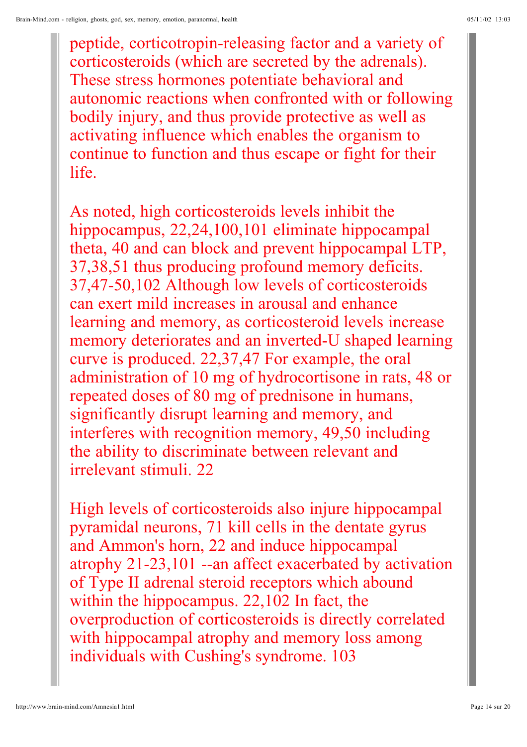peptide, corticotropin-releasing factor and a variety of corticosteroids (which are secreted by the adrenals). These stress hormones potentiate behavioral and autonomic reactions when confronted with or following bodily injury, and thus provide protective as well as activating influence which enables the organism to continue to function and thus escape or fight for their life.

As noted, high corticosteroids levels inhibit the hippocampus, 22,24,100,101 eliminate hippocampal theta, 40 and can block and prevent hippocampal LTP, 37,38,51 thus producing profound memory deficits. 37,47-50,102 Although low levels of corticosteroids can exert mild increases in arousal and enhance learning and memory, as corticosteroid levels increase memory deteriorates and an inverted-U shaped learning curve is produced. 22,37,47 For example, the oral administration of 10 mg of hydrocortisone in rats, 48 or repeated doses of 80 mg of prednisone in humans, significantly disrupt learning and memory, and interferes with recognition memory, 49,50 including the ability to discriminate between relevant and irrelevant stimuli. 22

High levels of corticosteroids also injure hippocampal pyramidal neurons, 71 kill cells in the dentate gyrus and Ammon's horn, 22 and induce hippocampal atrophy 21-23,101 --an affect exacerbated by activation of Type II adrenal steroid receptors which abound within the hippocampus. 22,102 In fact, the overproduction of corticosteroids is directly correlated with hippocampal atrophy and memory loss among individuals with Cushing's syndrome. 103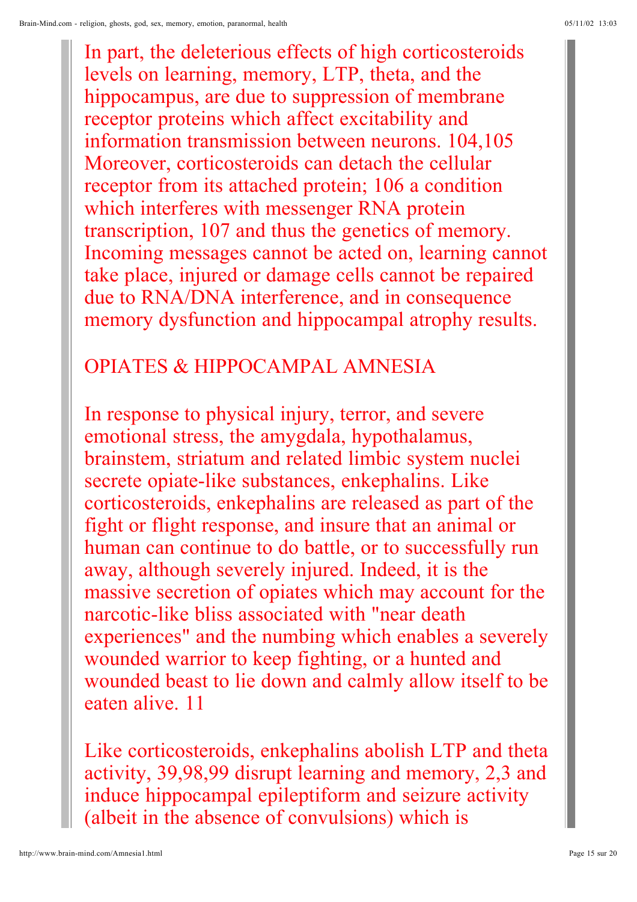In part, the deleterious effects of high corticosteroids levels on learning, memory, LTP, theta, and the hippocampus, are due to suppression of membrane receptor proteins which affect excitability and information transmission between neurons. 104,105 Moreover, corticosteroids can detach the cellular receptor from its attached protein; 106 a condition which interferes with messenger RNA protein transcription, 107 and thus the genetics of memory. Incoming messages cannot be acted on, learning cannot take place, injured or damage cells cannot be repaired due to RNA/DNA interference, and in consequence memory dysfunction and hippocampal atrophy results.

## OPIATES & HIPPOCAMPAL AMNESIA

In response to physical injury, terror, and severe emotional stress, the amygdala, hypothalamus, brainstem, striatum and related limbic system nuclei secrete opiate-like substances, enkephalins. Like corticosteroids, enkephalins are released as part of the fight or flight response, and insure that an animal or human can continue to do battle, or to successfully run away, although severely injured. Indeed, it is the massive secretion of opiates which may account for the narcotic-like bliss associated with "near death experiences" and the numbing which enables a severely wounded warrior to keep fighting, or a hunted and wounded beast to lie down and calmly allow itself to be eaten alive. 11

Like corticosteroids, enkephalins abolish LTP and theta activity, 39,98,99 disrupt learning and memory, 2,3 and induce hippocampal epileptiform and seizure activity (albeit in the absence of convulsions) which is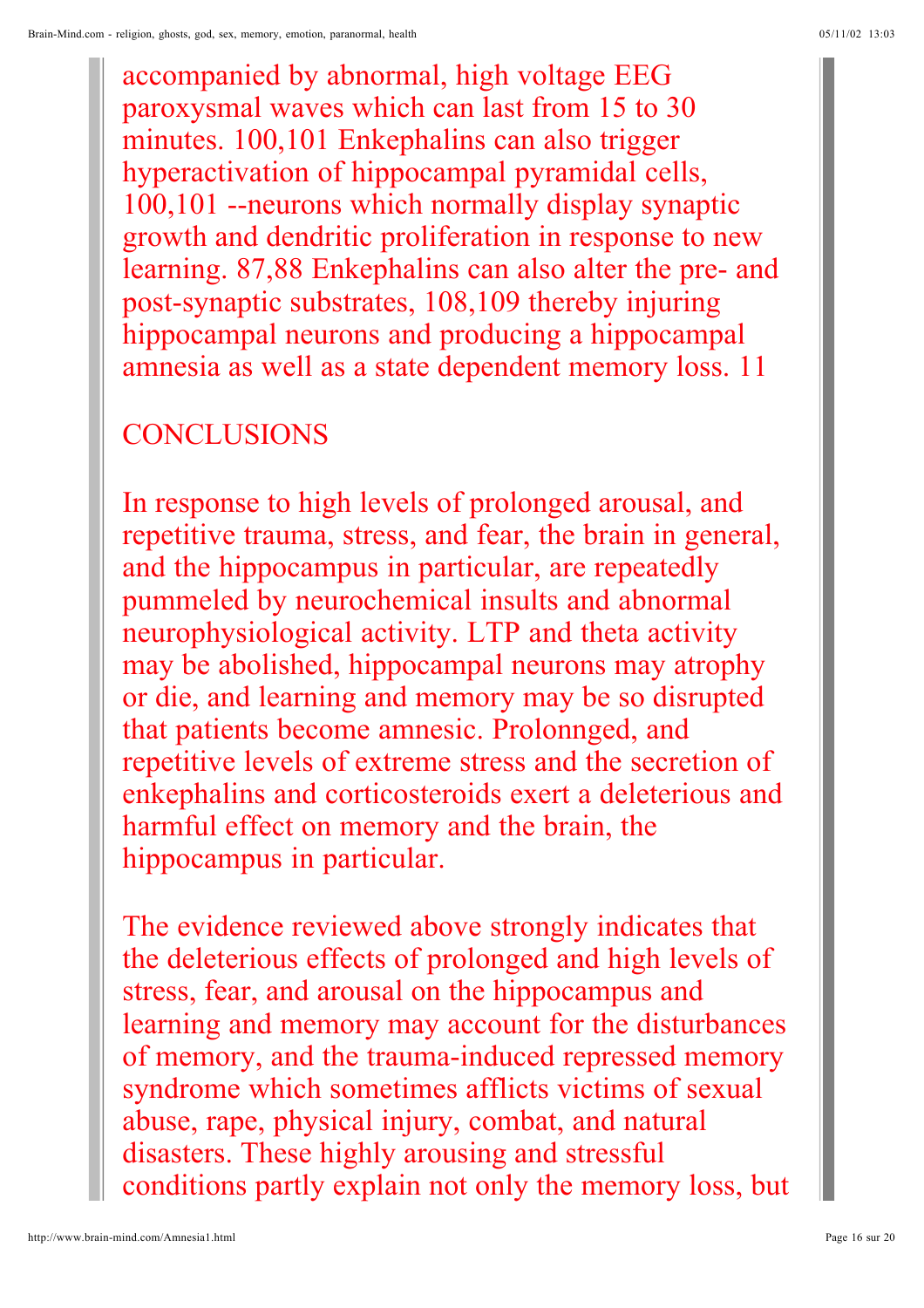accompanied by abnormal, high voltage EEG paroxysmal waves which can last from 15 to 30 minutes. 100,101 Enkephalins can also trigger hyperactivation of hippocampal pyramidal cells, 100,101 --neurons which normally display synaptic growth and dendritic proliferation in response to new learning. 87,88 Enkephalins can also alter the pre- and post-synaptic substrates, 108,109 thereby injuring hippocampal neurons and producing a hippocampal amnesia as well as a state dependent memory loss. 11

## CONCLUSIONS

In response to high levels of prolonged arousal, and repetitive trauma, stress, and fear, the brain in general, and the hippocampus in particular, are repeatedly pummeled by neurochemical insults and abnormal neurophysiological activity. LTP and theta activity may be abolished, hippocampal neurons may atrophy or die, and learning and memory may be so disrupted that patients become amnesic. Prolonnged, and repetitive levels of extreme stress and the secretion of enkephalins and corticosteroids exert a deleterious and harmful effect on memory and the brain, the hippocampus in particular.

The evidence reviewed above strongly indicates that the deleterious effects of prolonged and high levels of stress, fear, and arousal on the hippocampus and learning and memory may account for the disturbances of memory, and the trauma-induced repressed memory syndrome which sometimes afflicts victims of sexual abuse, rape, physical injury, combat, and natural disasters. These highly arousing and stressful conditions partly explain not only the memory loss, but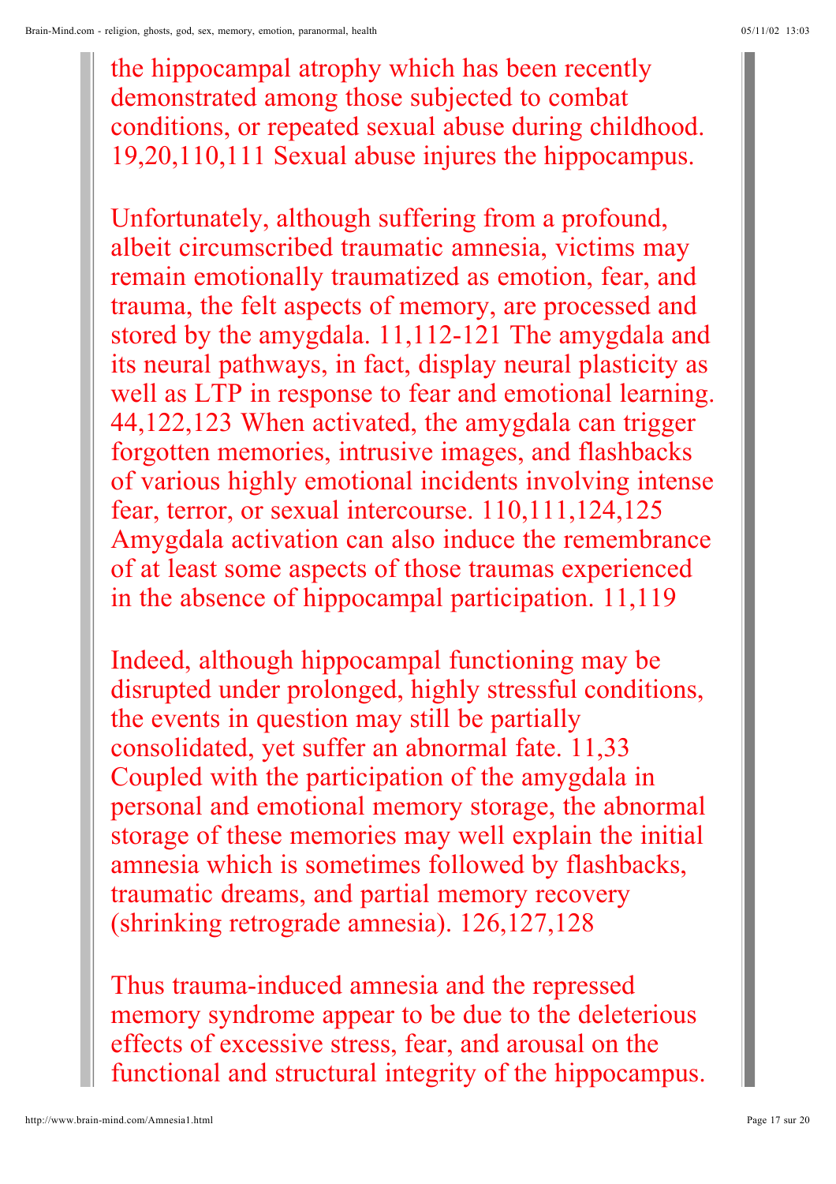the hippocampal atrophy which has been recently demonstrated among those subjected to combat conditions, or repeated sexual abuse during childhood. 19,20,110,111 Sexual abuse injures the hippocampus.

Unfortunately, although suffering from a profound, albeit circumscribed traumatic amnesia, victims may remain emotionally traumatized as emotion, fear, and trauma, the felt aspects of memory, are processed and stored by the amygdala. 11,112-121 The amygdala and its neural pathways, in fact, display neural plasticity as well as LTP in response to fear and emotional learning. 44,122,123 When activated, the amygdala can trigger forgotten memories, intrusive images, and flashbacks of various highly emotional incidents involving intense fear, terror, or sexual intercourse. 110,111,124,125 Amygdala activation can also induce the remembrance of at least some aspects of those traumas experienced in the absence of hippocampal participation. 11,119

Indeed, although hippocampal functioning may be disrupted under prolonged, highly stressful conditions, the events in question may still be partially consolidated, yet suffer an abnormal fate. 11,33 Coupled with the participation of the amygdala in personal and emotional memory storage, the abnormal storage of these memories may well explain the initial amnesia which is sometimes followed by flashbacks, traumatic dreams, and partial memory recovery (shrinking retrograde amnesia). 126,127,128

Thus trauma-induced amnesia and the repressed memory syndrome appear to be due to the deleterious effects of excessive stress, fear, and arousal on the functional and structural integrity of the hippocampus.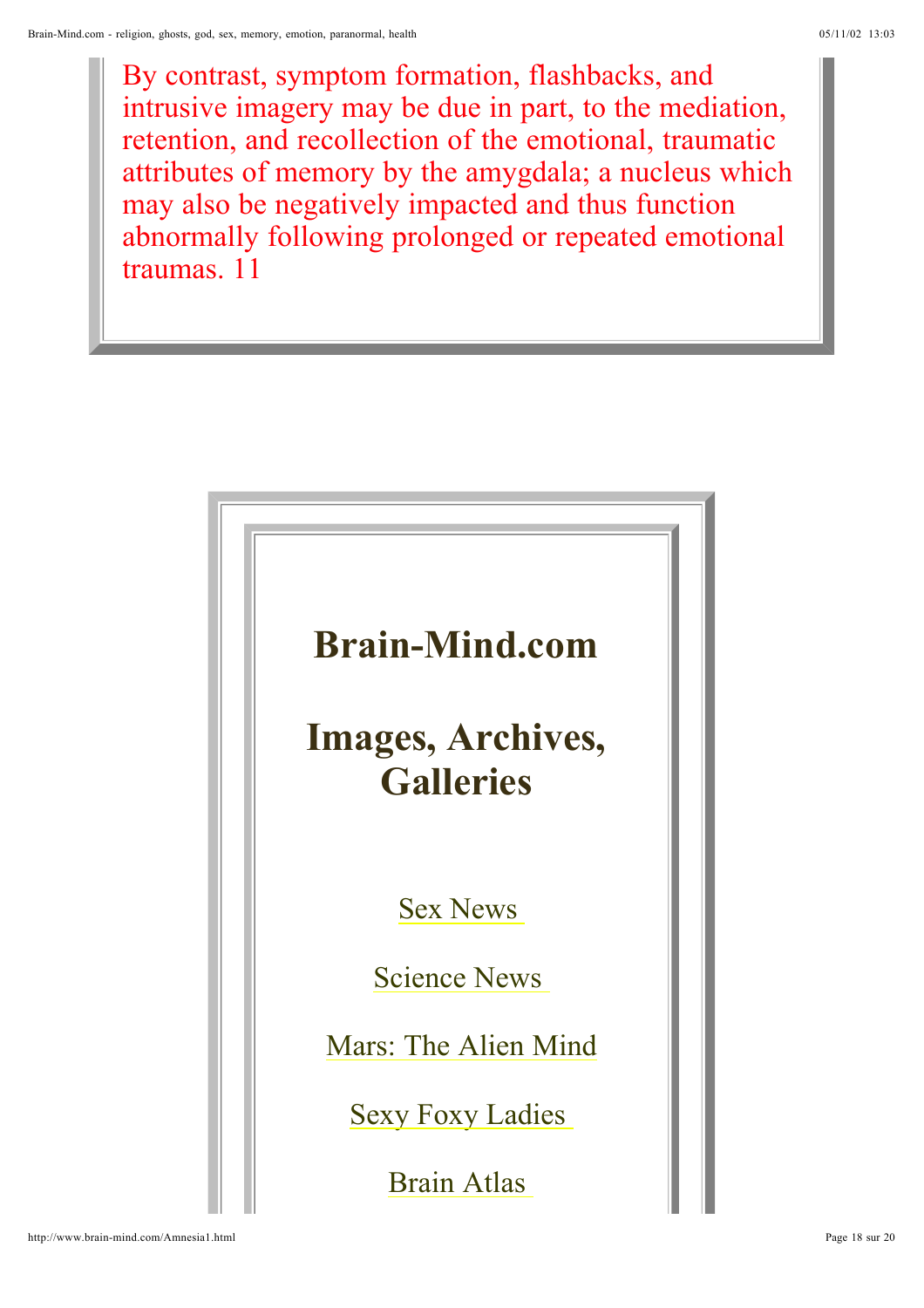By contrast, symptom formation, flashbacks, and intrusive imagery may be due in part, to the mediation, retention, and recollection of the emotional, traumatic attributes of memory by the amygdala; a nucleus which may also be negatively impacted and thus function abnormally following prolonged or repeated emotional traumas. 11

# Brain-Mind.com

# Images, Archives, Galleries

Sex News

Science News

Mars: The Alien Mind

Sexy Foxy Ladies

Brain Atlas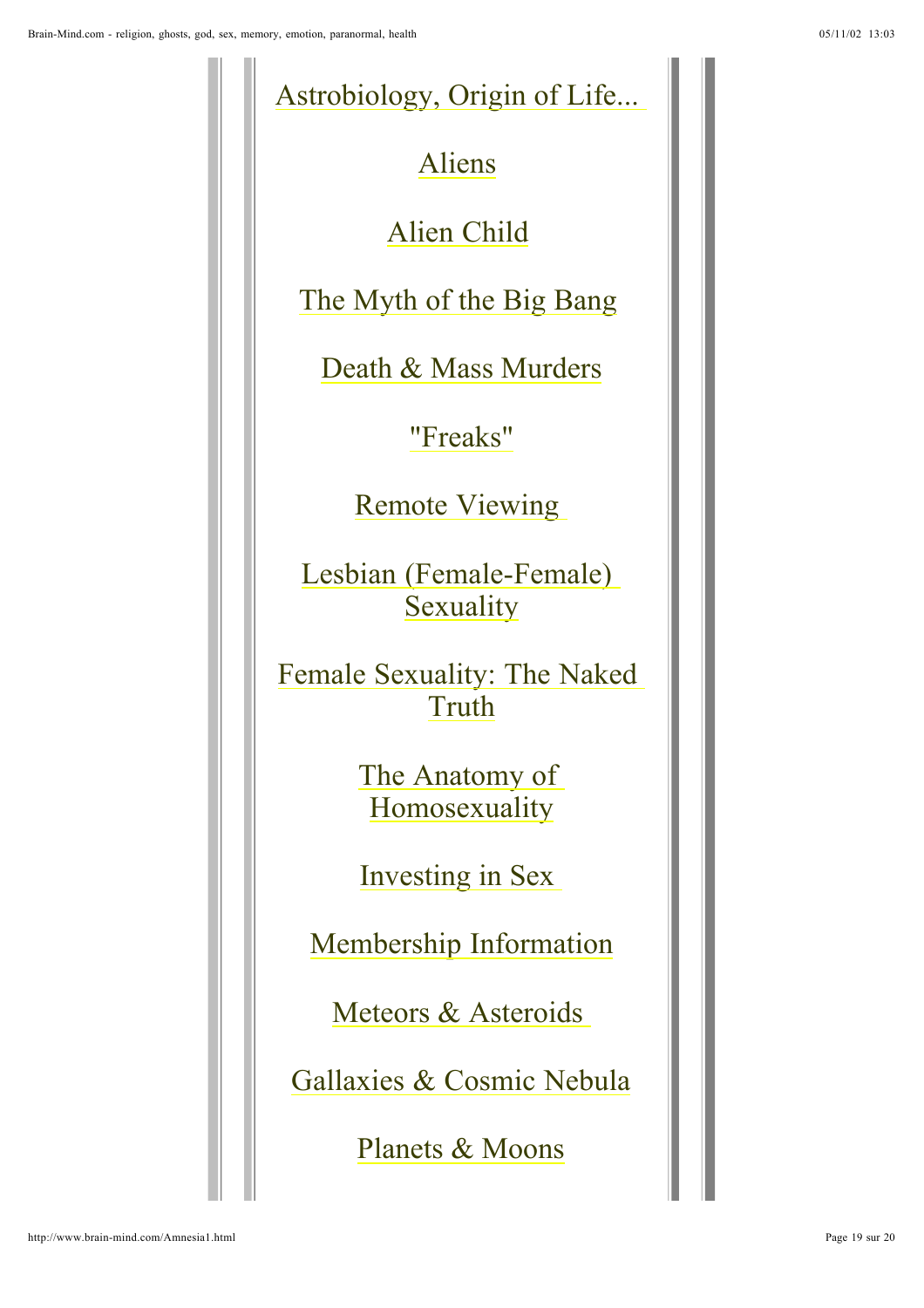Astrobiology, Origin of Life...

Aliens

Alien Child

The Myth of the Big Bang

Death & Mass Murders

"Freaks"

Remote Viewing

Lesbian (Female-Female) Sexuality

Female Sexuality: The Naked Truth

The Anatomy of Homosexuality

Investing in Sex

Membership Information

Meteors & Asteroids

Gallaxies & Cosmic Nebula

Planets & Moons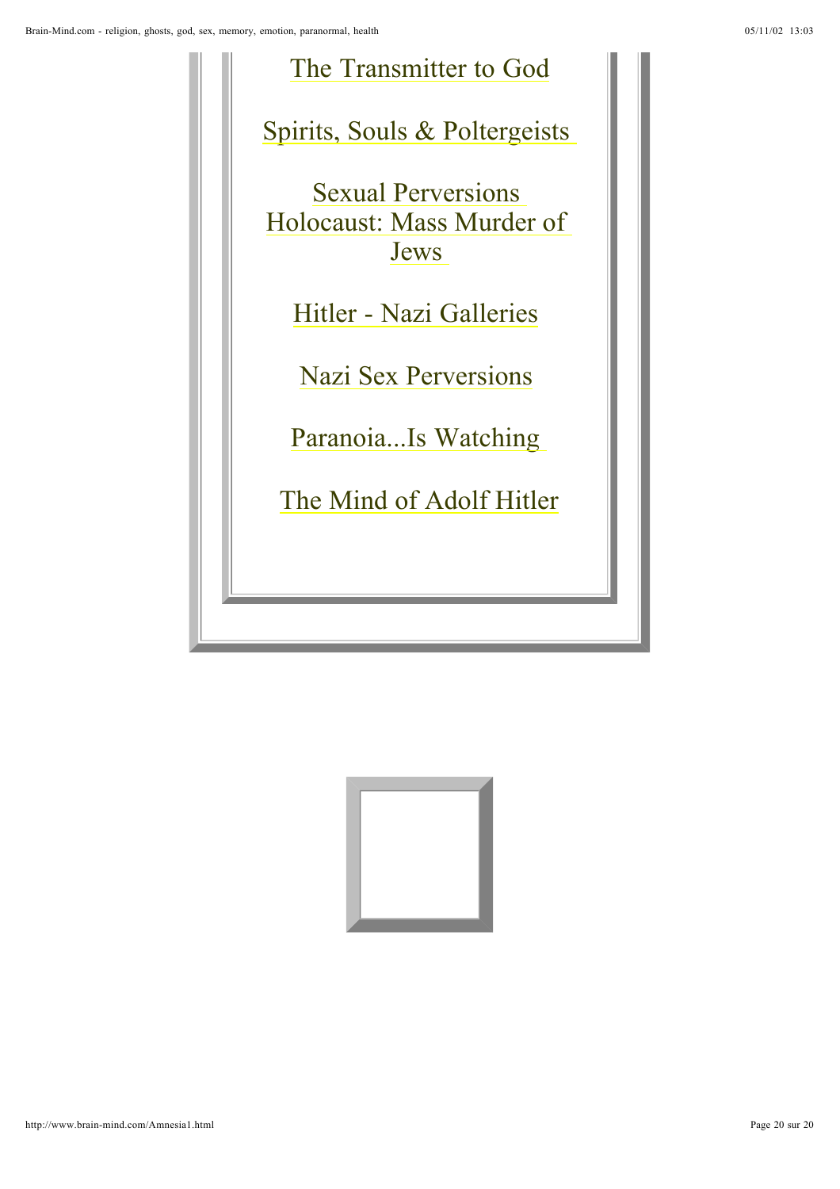The Transmitter to God

Spirits, Souls & Poltergeists

Sexual Perversions

Holocaust: Mass Murder of Jews

Hitler - Nazi Galleries

Nazi Sex Perversions

Paranoia...Is Watching

The Mind of Adolf Hitler